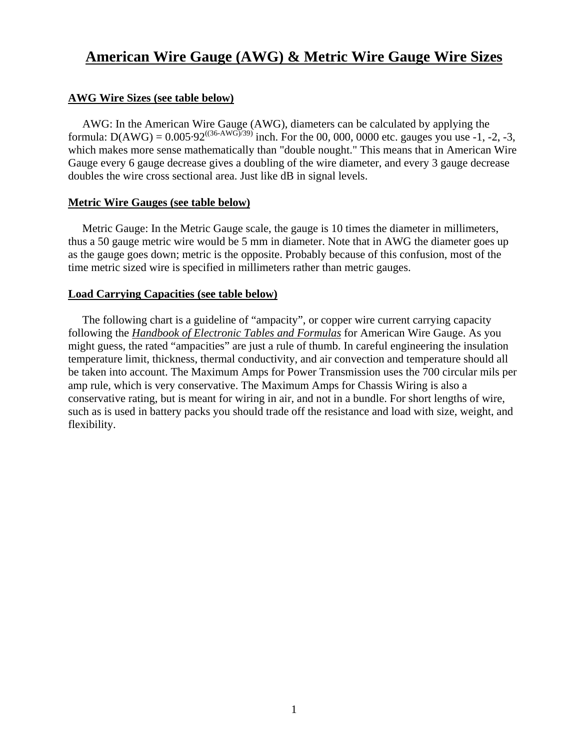# American Wire Gauge (AWG) & Metric Wire Gauge Wire Sizes

**AWG Wire Sizes (see table below)**

AWG: In the American Wire Gauge (AWG), diameters can be calculated by applying the formula: $D(AWG) = 0.005 \cdot 92^{((36-AWG)/39)}$ inch. For the 00, 000, 0000 etc. gauges you use -1, -2, -3, which makes more sense mathematically than "double nought." This means that in American Wire Gauge every 6 gauge decrease gives a doubling of the wire diameter, and every 3 gauge decrease doubles the wire cross sectional area. Just like dB in signal levels.

**Metric Wire Gauges (see table below)**

Metric Gauge: In the Metric Gauge scale, the gauge is 10 times the diameter in millimeters, thus a 50 gauge metric wire would be 5 mm in diameter. Note that in AWG the diameter goes up as the gauge goes down; metric is the opposite. Probably because of this confusion, most of the time metric sized wire is specified in millimeters rather than metric gauges.

**Load Carrying Capacities (see table below)**

The following chart is a guideline of “ampacity”, or copper wire current carrying capacity following the ***Handbook of Electronic Tables and Formulas*** for American Wire Gauge. As you might guess, the rated “ampacities” are just a rule of thumb. In careful engineering the insulation temperature limit, thickness, thermal conductivity, and air convection and temperature should all be taken into account. The Maximum Amps for Power Transmission uses the 700 circular mils per amp rule, which is very conservative. The Maximum Amps for Chassis Wiring is also a conservative rating, but is meant for wiring in air, and not in a bundle. For short lengths of wire, such as is used in battery packs you should trade off the resistance and load with size, weight, and flexibility.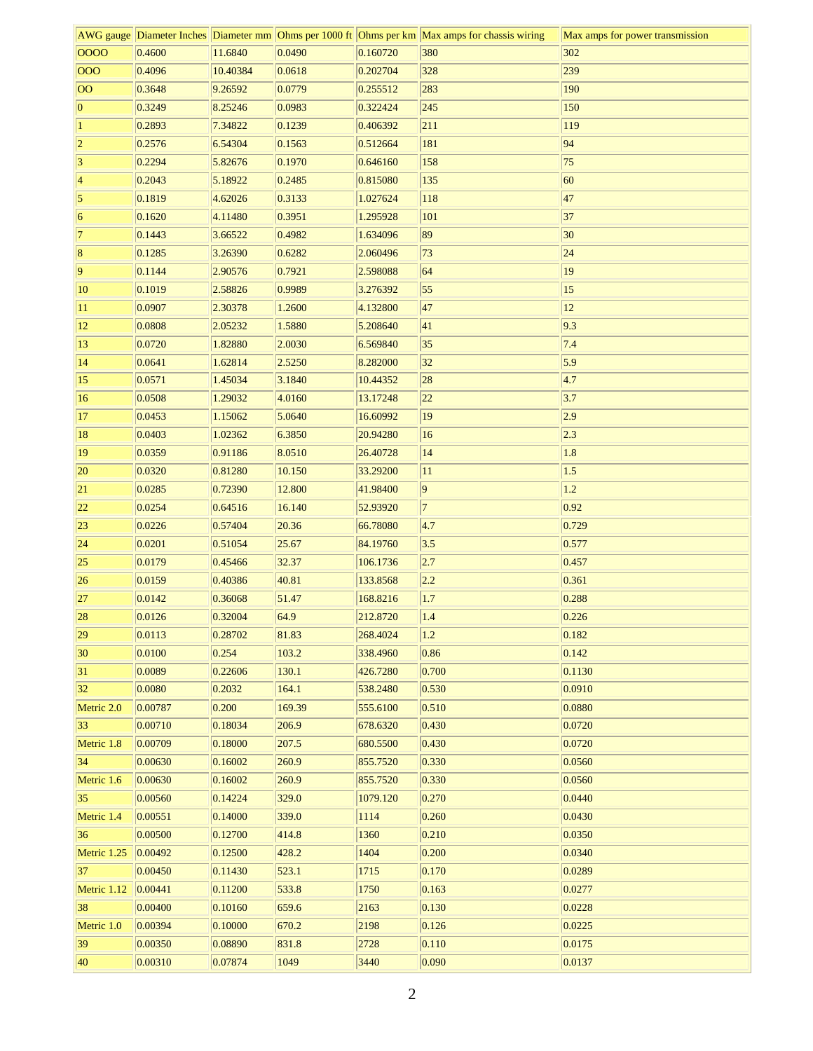| AWG gauge | Diameter Inches | Diameter mm | Ohms per 1000 ft | Ohms per km | Max amps for chassis wiring | Max amps for power transmission |
|---|---|---|---|---|---|---|
| OOOO | 0.4600 | 11.6840 | 0.0490 | 0.160720 | 380 | 302 |
| OOO | 0.4096 | 10.40384 | 0.0618 | 0.202704 | 328 | 239 |
| OO | 0.3648 | 9.26592 | 0.0779 | 0.255512 | 283 | 190 |
| 0 | 0.3249 | 8.25246 | 0.0983 | 0.322424 | 245 | 150 |
| 1 | 0.2893 | 7.34822 | 0.1239 | 0.406392 | 211 | 119 |
| 2 | 0.2576 | 6.54304 | 0.1563 | 0.512664 | 181 | 94 |
| 3 | 0.2294 | 5.82676 | 0.1970 | 0.646160 | 158 | 75 |
| 4 | 0.2043 | 5.18922 | 0.2485 | 0.815080 | 135 | 60 |
| 5 | 0.1819 | 4.62026 | 0.3133 | 1.027624 | 118 | 47 |
| 6 | 0.1620 | 4.11480 | 0.3951 | 1.295928 | 101 | 37 |
| 7 | 0.1443 | 3.66522 | 0.4982 | 1.634096 | 89 | 30 |
| 8 | 0.1285 | 3.26390 | 0.6282 | 2.060496 | 73 | 24 |
| 9 | 0.1144 | 2.90576 | 0.7921 | 2.598088 | 64 | 19 |
| 10 | 0.1019 | 2.58826 | 0.9989 | 3.276392 | 55 | 15 |
| 11 | 0.0907 | 2.30378 | 1.2600 | 4.132800 | 47 | 12 |
| 12 | 0.0808 | 2.05232 | 1.5880 | 5.208640 | 41 | 9.3 |
| 13 | 0.0720 | 1.82880 | 2.0030 | 6.569840 | 35 | 7.4 |
| 14 | 0.0641 | 1.62814 | 2.5250 | 8.282000 | 32 | 5.9 |
| 15 | 0.0571 | 1.45034 | 3.1840 | 10.44352 | 28 | 4.7 |
| 16 | 0.0508 | 1.29032 | 4.0160 | 13.17248 | 22 | 3.7 |
| 17 | 0.0453 | 1.15062 | 5.0640 | 16.60992 | 19 | 2.9 |
| 18 | 0.0403 | 1.02362 | 6.3850 | 20.94280 | 16 | 2.3 |
| 19 | 0.0359 | 0.91186 | 8.0510 | 26.40728 | 14 | 1.8 |
| 20 | 0.0320 | 0.81280 | 10.150 | 33.29200 | 11 | 1.5 |
| 21 | 0.0285 | 0.72390 | 12.800 | 41.98400 | 9 | 1.2 |
| 22 | 0.0254 | 0.64516 | 16.140 | 52.93920 | 7 | 0.92 |
| 23 | 0.0226 | 0.57404 | 20.36 | 66.78080 | 4.7 | 0.729 |
| 24 | 0.0201 | 0.51054 | 25.67 | 84.19760 | 3.5 | 0.577 |
| 25 | 0.0179 | 0.45466 | 32.37 | 106.1736 | 2.7 | 0.457 |
| 26 | 0.0159 | 0.40386 | 40.81 | 133.8568 | 2.2 | 0.361 |
| 27 | 0.0142 | 0.36068 | 51.47 | 168.8216 | 1.7 | 0.288 |
| 28 | 0.0126 | 0.32004 | 64.9 | 212.8720 | 1.4 | 0.226 |
| 29 | 0.0113 | 0.28702 | 81.83 | 268.4024 | 1.2 | 0.182 |
| 30 | 0.0100 | 0.254 | 103.2 | 338.4960 | 0.86 | 0.142 |
| 31 | 0.0089 | 0.22606 | 130.1 | 426.7280 | 0.700 | 0.1130 |
| 32 | 0.0080 | 0.2032 | 164.1 | 538.2480 | 0.530 | 0.0910 |
| Metric 2.0 | 0.00787 | 0.200 | 169.39 | 555.6100 | 0.510 | 0.0880 |
| 33 | 0.00710 | 0.18034 | 206.9 | 678.6320 | 0.430 | 0.0720 |
| Metric 1.8 | 0.00709 | 0.18000 | 207.5 | 680.5500 | 0.430 | 0.0720 |
| 34 | 0.00630 | 0.16002 | 260.9 | 855.7520 | 0.330 | 0.0560 |
| Metric 1.6 | 0.00630 | 0.16002 | 260.9 | 855.7520 | 0.330 | 0.0560 |
| 35 | 0.00560 | 0.14224 | 329.0 | 1079.120 | 0.270 | 0.0440 |
| Metric 1.4 | 0.00551 | 0.14000 | 339.0 | 1114 | 0.260 | 0.0430 |
| 36 | 0.00500 | 0.12700 | 414.8 | 1360 | 0.210 | 0.0350 |
| Metric 1.25 | 0.00492 | 0.12500 | 428.2 | 1404 | 0.200 | 0.0340 |
| 37 | 0.00450 | 0.11430 | 523.1 | 1715 | 0.170 | 0.0289 |
| Metric 1.12 | 0.00441 | 0.11200 | 533.8 | 1750 | 0.163 | 0.0277 |
| 38 | 0.00400 | 0.10160 | 659.6 | 2163 | 0.130 | 0.0228 |
| Metric 1.0 | 0.00394 | 0.10000 | 670.2 | 2198 | 0.126 | 0.0225 |
| 39 | 0.00350 | 0.08890 | 831.8 | 2728 | 0.110 | 0.0175 |
| 40 | 0.00310 | 0.07874 | 1049 | 3440 | 0.090 | 0.0137 |